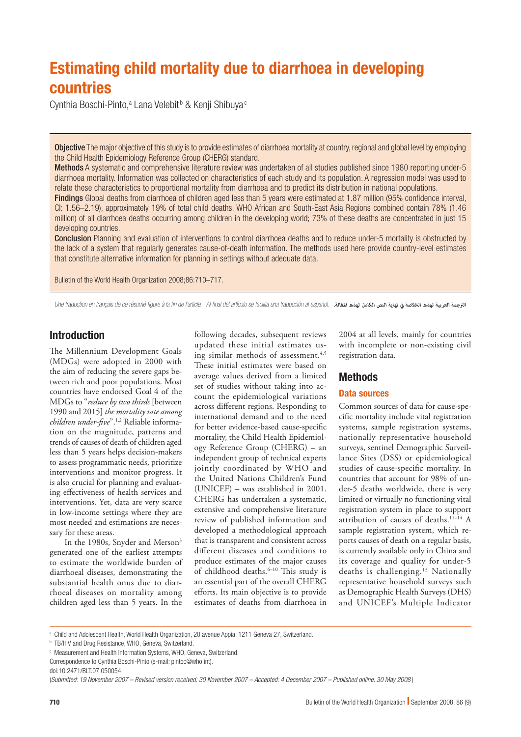# Estimating child mortality due to diarrhoea in developing countries

Cynthia Boschi-Pinto,[a] Lana Velebit[b] & Kenji Shibuya[c]

**Objective** The major objective of this study is to provide estimates of diarrhoea mortality at country, regional and global level by employing the Child Health Epidemiology Reference Group (CHERG) standard.

**Methods** A systematic and comprehensive literature review was undertaken of all studies published since 1980 reporting under-5 diarrhoea mortality. Information was collected on characteristics of each study and its population. A regression model was used to relate these characteristics to proportional mortality from diarrhoea and to predict its distribution in national populations.

**Findings** Global deaths from diarrhoea of children aged less than 5 years were estimated at 1.87 million (95% confidence interval, CI: 1.56–2.19), approximately 19% of total child deaths. WHO African and South-East Asia Regions combined contain 78% (1.46 million) of all diarrhoea deaths occurring among children in the developing world; 73% of these deaths are concentrated in just 15 developing countries.

**Conclusion** Planning and evaluation of interventions to control diarrhoea deaths and to reduce under-5 mortality is obstructed by the lack of a system that regularly generates cause-of-death information. The methods used here provide country-level estimates that constitute alternative information for planning in settings without adequate data.

Bulletin of the World Health Organization 2008;86:710–717.

*Une traduction en français de ce résumé figure à la fin de l'article. Al final del artículo se facilita una traducción al español.* الترجمة العربية لهذه الخلاصة في نهاية النص الكامل لهذه المقالة.

## Introduction

The Millennium Development Goals (MDGs) were adopted in 2000 with the aim of reducing the severe gaps between rich and poor populations. Most countries have endorsed Goal 4 of the MDGs to "*reduce by two thirds* [between 1990 and 2015] *the mortality rate among children under-five*".[1,2] Reliable information on the magnitude, patterns and trends of causes of death of children aged less than 5 years helps decision-makers to assess programmatic needs, prioritize interventions and monitor progress. It is also crucial for planning and evaluating effectiveness of health services and interventions. Yet, data are very scarce in low-income settings where they are most needed and estimations are necessary for these areas.

In the 1980s, Snyder and Merson[3] generated one of the earliest attempts to estimate the worldwide burden of diarrhoeal diseases, demonstrating the substantial health onus due to diarrhoeal diseases on mortality among children aged less than 5 years. In the following decades, subsequent reviews updated these initial estimates using similar methods of assessment.[4,5] These initial estimates were based on average values derived from a limited set of studies without taking into account the epidemiological variations across different regions. Responding to international demand and to the need for better evidence-based cause-specific mortality, the Child Health Epidemiology Reference Group (CHERG) – an independent group of technical experts jointly coordinated by WHO and the United Nations Children's Fund (UNICEF) – was established in 2001. CHERG has undertaken a systematic, extensive and comprehensive literature review of published information and developed a methodological approach that is transparent and consistent across different diseases and conditions to produce estimates of the major causes of childhood deaths.[6–10] This study is an essential part of the overall CHERG efforts. Its main objective is to provide estimates of deaths from diarrhoea in 2004 at all levels, mainly for countries with incomplete or non-existing civil registration data.

## Methods

### Data sources

Common sources of data for cause-specific mortality include vital registration systems, sample registration systems, nationally representative household surveys, sentinel Demographic Surveillance Sites (DSS) or epidemiological studies of cause-specific mortality. In countries that account for 98% of under-5 deaths worldwide, there is very limited or virtually no functioning vital registration system in place to support attribution of causes of deaths.[11–14] A sample registration system, which reports causes of death on a regular basis, is currently available only in China and its coverage and quality for under-5 deaths is challenging.[15] Nationally representative household surveys such as Demographic Health Surveys (DHS) and UNICEF's Multiple Indicator

---

[a] Child and Adolescent Health, World Health Organization, 20 avenue Appia, 1211 Geneva 27, Switzerland.

[b] TB/HIV and Drug Resistance, WHO, Geneva, Switzerland.

[c] Measurement and Health Information Systems, WHO, Geneva, Switzerland.

Correspondence to Cynthia Boschi-Pinto (e-mail: pintoc@who.int).

doi:10.2471/BLT.07.050054

(*Submitted: 19 November 2007 – Revised version received: 30 November 2007 – Accepted: 4 December 2007 – Published online: 30 May 2008*)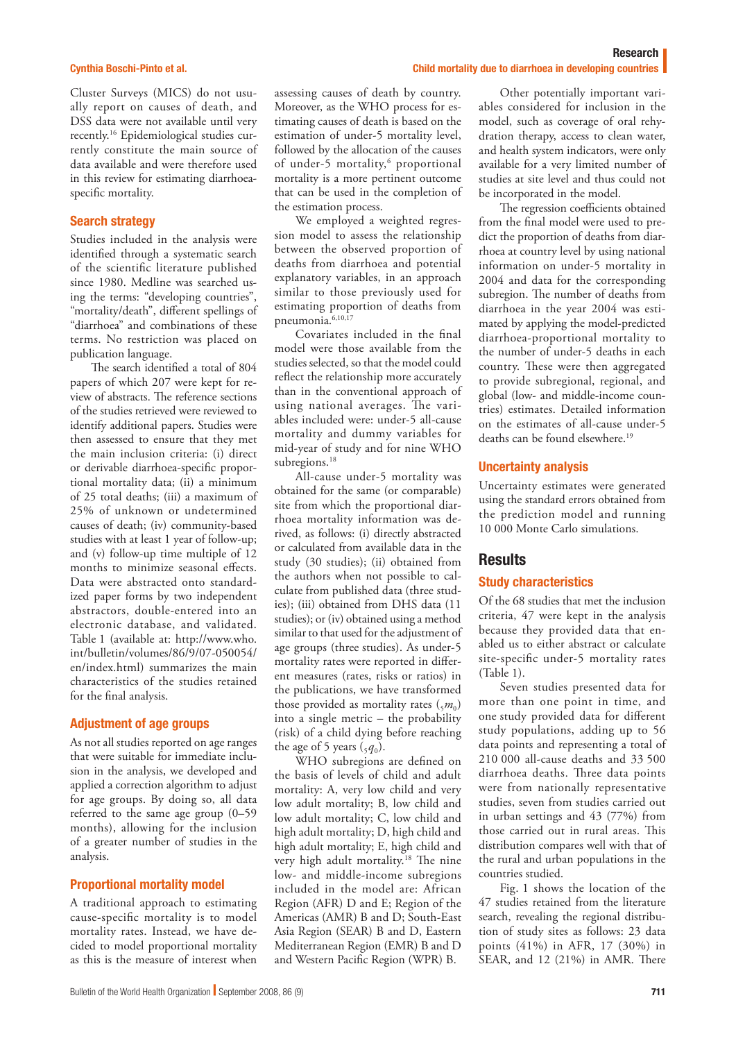Cluster Surveys (MICS) do not usually report on causes of death, and DSS data were not available until very recently.[16] Epidemiological studies currently constitute the main source of data available and were therefore used in this review for estimating diarrhoea-specific mortality.

### Search strategy

Studies included in the analysis were identified through a systematic search of the scientific literature published since 1980. Medline was searched using the terms: "developing countries", "mortality/death", different spellings of "diarrhoea" and combinations of these terms. No restriction was placed on publication language.

The search identified a total of 804 papers of which 207 were kept for review of abstracts. The reference sections of the studies retrieved were reviewed to identify additional papers. Studies were then assessed to ensure that they met the main inclusion criteria: (i) direct or derivable diarrhoea-specific proportional mortality data; (ii) a minimum of 25 total deaths; (iii) a maximum of 25% of unknown or undetermined causes of death; (iv) community-based studies with at least 1 year of follow-up; and (v) follow-up time multiple of 12 months to minimize seasonal effects. Data were abstracted onto standardized paper forms by two independent abstractors, double-entered into an electronic database, and validated. Table 1 (available at: http://www.who.int/bulletin/volumes/86/9/07-050054/en/index.html) summarizes the main characteristics of the studies retained for the final analysis.

### Adjustment of age groups

As not all studies reported on age ranges that were suitable for immediate inclusion in the analysis, we developed and applied a correction algorithm to adjust for age groups. By doing so, all data referred to the same age group (0–59 months), allowing for the inclusion of a greater number of studies in the analysis.

### Proportional mortality model

A traditional approach to estimating cause-specific mortality is to model mortality rates. Instead, we have decided to model proportional mortality as this is the measure of interest when assessing causes of death by country. Moreover, as the WHO process for estimating causes of death is based on the estimation of under-5 mortality level, followed by the allocation of the causes of under-5 mortality,[6] proportional mortality is a more pertinent outcome that can be used in the completion of the estimation process.

We employed a weighted regression model to assess the relationship between the observed proportion of deaths from diarrhoea and potential explanatory variables, in an approach similar to those previously used for estimating proportion of deaths from pneumonia.[6,10,17]

Covariates included in the final model were those available from the studies selected, so that the model could reflect the relationship more accurately than in the conventional approach of using national averages. The variables included were: under-5 all-cause mortality and dummy variables for mid-year of study and for nine WHO subregions.[18]

All-cause under-5 mortality was obtained for the same (or comparable) site from which the proportional diarrhoea mortality information was derived, as follows: (i) directly abstracted or calculated from available data in the study (30 studies); (ii) obtained from the authors when not possible to calculate from published data (three studies); (iii) obtained from DHS data (11 studies); or (iv) obtained using a method similar to that used for the adjustment of age groups (three studies). As under-5 mortality rates were reported in different measures (rates, risks or ratios) in the publications, we have transformed those provided as mortality rates ($_5m_0$) into a single metric – the probability (risk) of a child dying before reaching the age of 5 years ($_5q_0$).

WHO subregions are defined on the basis of levels of child and adult mortality: A, very low child and very low adult mortality; B, low child and low adult mortality; C, low child and high adult mortality; D, high child and high adult mortality; E, high child and very high adult mortality.[18] The nine low- and middle-income subregions included in the model are: African Region (AFR) D and E; Region of the Americas (AMR) B and D; South-East Asia Region (SEAR) B and D, Eastern Mediterranean Region (EMR) B and D and Western Pacific Region (WPR) B.

Other potentially important variables considered for inclusion in the model, such as coverage of oral rehydration therapy, access to clean water, and health system indicators, were only available for a very limited number of studies at site level and thus could not be incorporated in the model.

The regression coefficients obtained from the final model were used to predict the proportion of deaths from diarrhoea at country level by using national information on under-5 mortality in 2004 and data for the corresponding subregion. The number of deaths from diarrhoea in the year 2004 was estimated by applying the model-predicted diarrhoea-proportional mortality to the number of under-5 deaths in each country. These were then aggregated to provide subregional, regional, and global (low- and middle-income countries) estimates. Detailed information on the estimates of all-cause under-5 deaths can be found elsewhere.[19]

### Uncertainty analysis

Uncertainty estimates were generated using the standard errors obtained from the prediction model and running 10 000 Monte Carlo simulations.

## Results

### Study characteristics

Of the 68 studies that met the inclusion criteria, 47 were kept in the analysis because they provided data that enabled us to either abstract or calculate site-specific under-5 mortality rates (Table 1).

Seven studies presented data for more than one point in time, and one study provided data for different study populations, adding up to 56 data points and representing a total of 210 000 all-cause deaths and 33 500 diarrhoea deaths. Three data points were from nationally representative studies, seven from studies carried out in urban settings and 43 (77%) from those carried out in rural areas. This distribution compares well with that of the rural and urban populations in the countries studied.

Fig. 1 shows the location of the 47 studies retained from the literature search, revealing the regional distribution of study sites as follows: 23 data points (41%) in AFR, 17 (30%) in SEAR, and 12 (21%) in AMR. There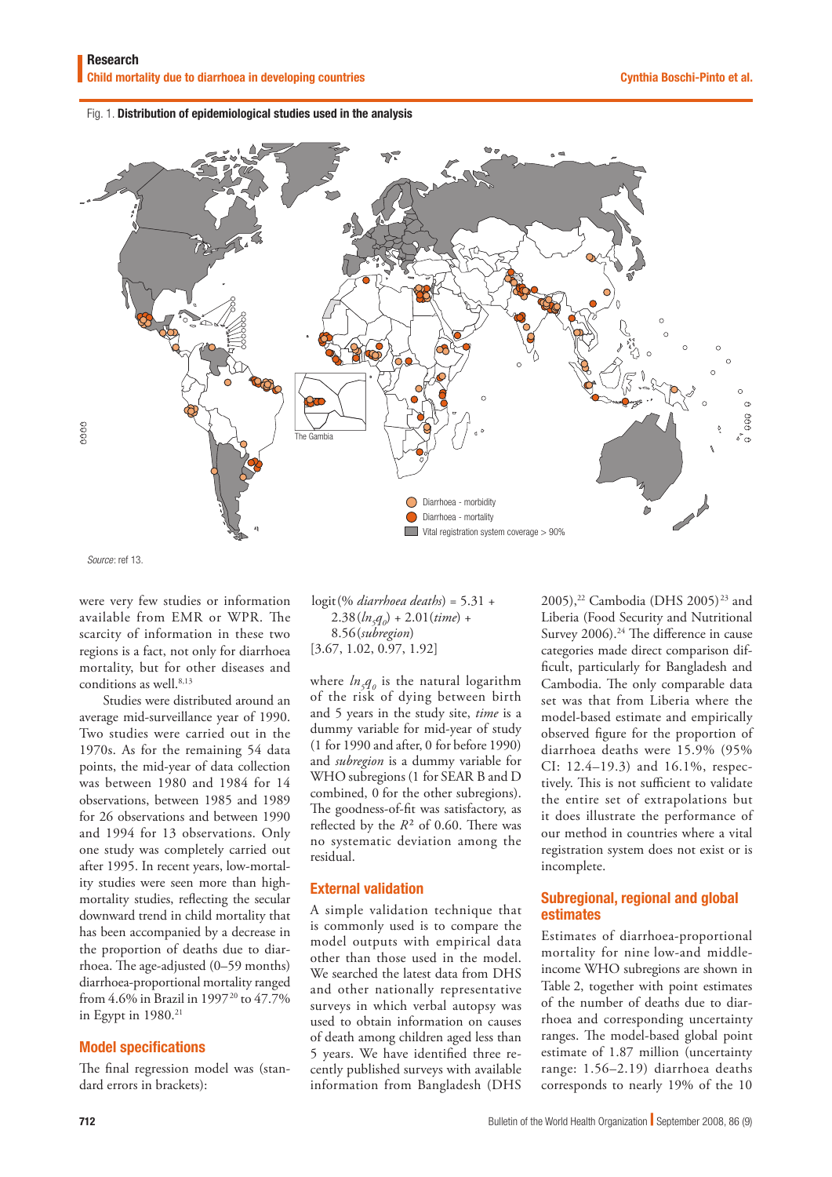Fig. 1. **Distribution of epidemiological studies used in the analysis**

The Gambia

Diarrhoea - morbidity
Diarrhoea - mortality
Vital registration system coverage > 90%

*Source*: ref 13.

were very few studies or information available from EMR or WPR. The scarcity of information in these two regions is a fact, not only for diarrhoea mortality, but for other diseases and conditions as well.[8,13]

Studies were distributed around an average mid-surveillance year of 1990. Two studies were carried out in the 1970s. As for the remaining 54 data points, the mid-year of data collection was between 1980 and 1984 for 14 observations, between 1985 and 1989 for 26 observations and between 1990 and 1994 for 13 observations. Only one study was completely carried out after 1995. In recent years, low-mortality studies were seen more than high-mortality studies, reflecting the secular downward trend in child mortality that has been accompanied by a decrease in the proportion of deaths due to diarrhoea. The age-adjusted (0–59 months) diarrhoea-proportional mortality ranged from 4.6% in Brazil in 1997[20] to 47.7% in Egypt in 1980.[21]

## Model specifications

The final regression model was (standard errors in brackets):

$$\text{logit}(\%\ \textit{diarrhoea deaths}) = 5.31 + 2.38(ln_5q_0) + 2.01(\textit{time}) + 8.56(\textit{subregion})$$
$$[3.67,\ 1.02,\ 0.97,\ 1.92]$$

where $ln_5q_0$ is the natural logarithm of the risk of dying between birth and 5 years in the study site, *time* is a dummy variable for mid-year of study (1 for 1990 and after, 0 for before 1990) and *subregion* is a dummy variable for WHO subregions (1 for SEAR B and D combined, 0 for the other subregions). The goodness-of-fit was satisfactory, as reflected by the $R^2$ of 0.60. There was no systematic deviation among the residual.

## External validation

A simple validation technique that is commonly used is to compare the model outputs with empirical data other than those used in the model. We searched the latest data from DHS and other nationally representative surveys in which verbal autopsy was used to obtain information on causes of death among children aged less than 5 years. We have identified three recently published surveys with available information from Bangladesh (DHS 2005),[22] Cambodia (DHS 2005)[23] and Liberia (Food Security and Nutritional Survey 2006).[24] The difference in cause categories made direct comparison difficult, particularly for Bangladesh and Cambodia. The only comparable data set was that from Liberia where the model-based estimate and empirically observed figure for the proportion of diarrhoea deaths were 15.9% (95% CI: 12.4–19.3) and 16.1%, respectively. This is not sufficient to validate the entire set of extrapolations but it does illustrate the performance of our method in countries where a vital registration system does not exist or is incomplete.

## Subregional, regional and global estimates

Estimates of diarrhoea-proportional mortality for nine low-and middle-income WHO subregions are shown in Table 2, together with point estimates of the number of deaths due to diarrhoea and corresponding uncertainty ranges. The model-based global point estimate of 1.87 million (uncertainty range: 1.56–2.19) diarrhoea deaths corresponds to nearly 19% of the 10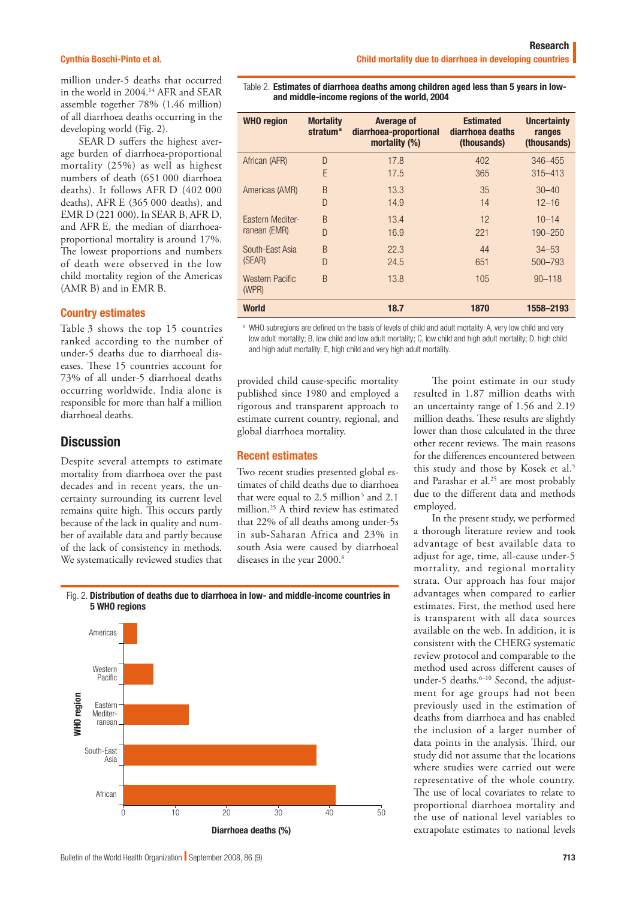million under-5 deaths that occurred in the world in 2004.[14] AFR and SEAR assemble together 78% (1.46 million) of all diarrhoea deaths occurring in the developing world (Fig. 2).

SEAR D suffers the highest average burden of diarrhoea-proportional mortality (25%) as well as highest numbers of death (651 000 diarrhoea deaths). It follows AFR D (402 000 deaths), AFR E (365 000 deaths), and EMR D (221 000). In SEAR B, AFR D, and AFR E, the median of diarrhoea-proportional mortality is around 17%. The lowest proportions and numbers of death were observed in the low child mortality region of the Americas (AMR B) and in EMR B.

### Country estimates

Table 3 shows the top 15 countries ranked according to the number of under-5 deaths due to diarrhoeal diseases. These 15 countries account for 73% of all under-5 diarrhoeal deaths occurring worldwide. India alone is responsible for more than half a million diarrhoeal deaths.

Table 2. **Estimates of diarrhoea deaths among children aged less than 5 years in low- and middle-income regions of the world, 2004**

| WHO region | Mortality stratum[a] | Average of diarrhoea-proportional mortality (%) | Estimated diarrhoea deaths (thousands) | Uncertainty ranges (thousands) |
|---|---|---|---|---|
| African (AFR) | D | 17.8 | 402 | 346–455 |
| | E | 17.5 | 365 | 315–413 |
| Americas (AMR) | B | 13.3 | 35 | 30–40 |
| | D | 14.9 | 14 | 12–16 |
| Eastern Mediterranean (EMR) | B | 13.4 | 12 | 10–14 |
| | D | 16.9 | 221 | 190–250 |
| South-East Asia (SEAR) | B | 22.3 | 44 | 34–53 |
| | D | 24.5 | 651 | 500–793 |
| Western Pacific (WPR) | B | 13.8 | 105 | 90–118 |
| **World** | | **18.7** | **1870** | **1558–2193** |

[a] WHO subregions are defined on the basis of levels of child and adult mortality: A, very low child and very low adult mortality; B, low child and low adult mortality; C, low child and high adult mortality; D, high child and high adult mortality; E, high child and very high adult mortality.

## Discussion

Despite several attempts to estimate mortality from diarrhoea over the past decades and in recent years, the uncertainty surrounding its current level remains quite high. This occurs partly because of the lack in quality and number of available data and partly because of the lack of consistency in methods. We systematically reviewed studies that provided child cause-specific mortality published since 1980 and employed a rigorous and transparent approach to estimate current country, regional, and global diarrhoea mortality.

### Recent estimates

Two recent studies presented global estimates of child deaths due to diarrhoea that were equal to 2.5 million[5] and 2.1 million.[25] A third review has estimated that 22% of all deaths among under-5s in sub-Saharan Africa and 23% in south Asia were caused by diarrhoeal diseases in the year 2000.[8]

Fig. 2. **Distribution of deaths due to diarrhoea in low- and middle-income countries in 5 WHO regions**

The point estimate in our study resulted in 1.87 million deaths with an uncertainty range of 1.56 and 2.19 million deaths. These results are slightly lower than those calculated in the three other recent reviews. The main reasons for the differences encountered between this study and those by Kosek et al.[5] and Parashar et al.[25] are most probably due to the different data and methods employed.

In the present study, we performed a thorough literature review and took advantage of best available data to adjust for age, time, all-cause under-5 mortality, and regional mortality strata. Our approach has four major advantages when compared to earlier estimates. First, the method used here is transparent with all data sources available on the web. In addition, it is consistent with the CHERG systematic review protocol and comparable to the method used across different causes of under-5 deaths.[6–10] Second, the adjustment for age groups had not been previously used in the estimation of deaths from diarrhoea and has enabled the inclusion of a larger number of data points in the analysis. Third, our study did not assume that the locations where studies were carried out were representative of the whole country. The use of local covariates to relate to proportional diarrhoea mortality and the use of national level variables to extrapolate estimates to national levels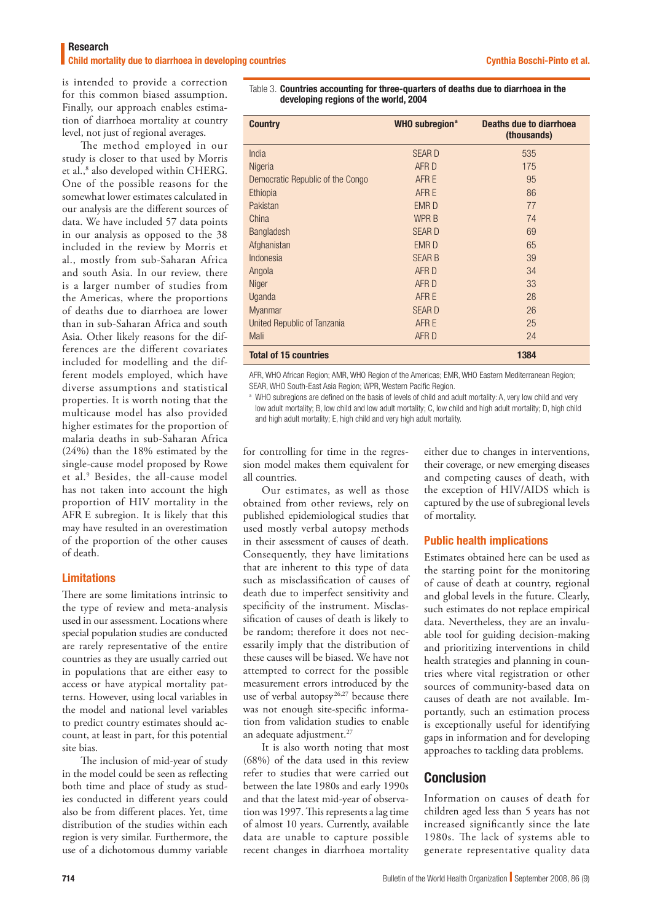is intended to provide a correction for this common biased assumption. Finally, our approach enables estimation of diarrhoea mortality at country level, not just of regional averages.

The method employed in our study is closer to that used by Morris et al.,[8] also developed within CHERG. One of the possible reasons for the somewhat lower estimates calculated in our analysis are the different sources of data. We have included 57 data points in our analysis as opposed to the 38 included in the review by Morris et al., mostly from sub-Saharan Africa and south Asia. In our review, there is a larger number of studies from the Americas, where the proportions of deaths due to diarrhoea are lower than in sub-Saharan Africa and south Asia. Other likely reasons for the differences are the different covariates included for modelling and the different models employed, which have diverse assumptions and statistical properties. It is worth noting that the multicause model has also provided higher estimates for the proportion of malaria deaths in sub-Saharan Africa (24%) than the 18% estimated by the single-cause model proposed by Rowe et al.[9] Besides, the all-cause model has not taken into account the high proportion of HIV mortality in the AFR E subregion. It is likely that this may have resulted in an overestimation of the proportion of the other causes of death.

Table 3. **Countries accounting for three-quarters of deaths due to diarrhoea in the developing regions of the world, 2004**

| Country | WHO subregion[a] | Deaths due to diarrhoea (thousands) |
|---|---|---|
| India | SEAR D | 535 |
| Nigeria | AFR D | 175 |
| Democratic Republic of the Congo | AFR E | 95 |
| Ethiopia | AFR E | 86 |
| Pakistan | EMR D | 77 |
| China | WPR B | 74 |
| Bangladesh | SEAR D | 69 |
| Afghanistan | EMR D | 65 |
| Indonesia | SEAR B | 39 |
| Angola | AFR D | 34 |
| Niger | AFR D | 33 |
| Uganda | AFR E | 28 |
| Myanmar | SEAR D | 26 |
| United Republic of Tanzania | AFR E | 25 |
| Mali | AFR D | 24 |
| **Total of 15 countries** | | **1384** |

AFR, WHO African Region; AMR, WHO Region of the Americas; EMR, WHO Eastern Mediterranean Region; SEAR, WHO South-East Asia Region; WPR, Western Pacific Region.

[a] WHO subregions are defined on the basis of levels of child and adult mortality: A, very low child and very low adult mortality; B, low child and low adult mortality; C, low child and high adult mortality; D, high child and high adult mortality; E, high child and very high adult mortality.

## Limitations

There are some limitations intrinsic to the type of review and meta-analysis used in our assessment. Locations where special population studies are conducted are rarely representative of the entire countries as they are usually carried out in populations that are either easy to access or have atypical mortality patterns. However, using local variables in the model and national level variables to predict country estimates should account, at least in part, for this potential site bias.

The inclusion of mid-year of study in the model could be seen as reflecting both time and place of study as studies conducted in different years could also be from different places. Yet, time distribution of the studies within each region is very similar. Furthermore, the use of a dichotomous dummy variable for controlling for time in the regression model makes them equivalent for all countries.

Our estimates, as well as those obtained from other reviews, rely on published epidemiological studies that used mostly verbal autopsy methods in their assessment of causes of death. Consequently, they have limitations that are inherent to this type of data such as misclassification of causes of death due to imperfect sensitivity and specificity of the instrument. Misclassification of causes of death is likely to be random; therefore it does not necessarily imply that the distribution of these causes will be biased. We have not attempted to correct for the possible measurement errors introduced by the use of verbal autopsy[26,27] because there was not enough site-specific information from validation studies to enable an adequate adjustment.[27]

It is also worth noting that most (68%) of the data used in this review refer to studies that were carried out between the late 1980s and early 1990s and that the latest mid-year of observation was 1997. This represents a lag time of almost 10 years. Currently, available data are unable to capture possible recent changes in diarrhoea mortality either due to changes in interventions, their coverage, or new emerging diseases and competing causes of death, with the exception of HIV/AIDS which is captured by the use of subregional levels of mortality.

## Public health implications

Estimates obtained here can be used as the starting point for the monitoring of cause of death at country, regional and global levels in the future. Clearly, such estimates do not replace empirical data. Nevertheless, they are an invaluable tool for guiding decision-making and prioritizing interventions in child health strategies and planning in countries where vital registration or other sources of community-based data on causes of death are not available. Importantly, such an estimation process is exceptionally useful for identifying gaps in information and for developing approaches to tackling data problems.

# Conclusion

Information on causes of death for children aged less than 5 years has not increased significantly since the late 1980s. The lack of systems able to generate representative quality data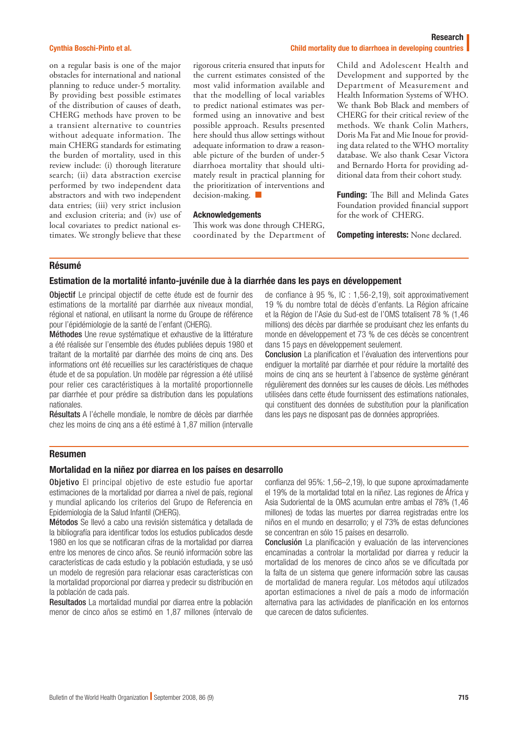on a regular basis is one of the major obstacles for international and national planning to reduce under-5 mortality. By providing best possible estimates of the distribution of causes of death, CHERG methods have proven to be a transient alternative to countries without adequate information. The main CHERG standards for estimating the burden of mortality, used in this review include: (i) thorough literature search; (ii) data abstraction exercise performed by two independent data abstractors and with two independent data entries; (iii) very strict inclusion and exclusion criteria; and (iv) use of local covariates to predict national estimates. We strongly believe that these rigorous criteria ensured that inputs for the current estimates consisted of the most valid information available and that the modelling of local variables to predict national estimates was performed using an innovative and best possible approach. Results presented here should thus allow settings without adequate information to draw a reasonable picture of the burden of under-5 diarrhoea mortality that should ultimately result in practical planning for the prioritization of interventions and decision-making. ■

### Acknowledgements

This work was done through CHERG, coordinated by the Department of Child and Adolescent Health and Development and supported by the Department of Measurement and Health Information Systems of WHO. We thank Bob Black and members of CHERG for their critical review of the methods. We thank Colin Mathers, Doris Ma Fat and Mie Inoue for providing data related to the WHO mortality database. We also thank Cesar Victora and Bernardo Horta for providing additional data from their cohort study.

**Funding:** The Bill and Melinda Gates Foundation provided financial support for the work of CHERG.

**Competing interests:** None declared.

## Résumé

### Estimation de la mortalité infanto-juvénile due à la diarrhée dans les pays en développement

**Objectif** Le principal objectif de cette étude est de fournir des estimations de la mortalité par diarrhée aux niveaux mondial, régional et national, en utilisant la norme du Groupe de référence pour l'épidémiologie de la santé de l'enfant (CHERG).

**Méthodes** Une revue systématique et exhaustive de la littérature a été réalisée sur l'ensemble des études publiées depuis 1980 et traitant de la mortalité par diarrhée des moins de cinq ans. Des informations ont été recueillies sur les caractéristiques de chaque étude et de sa population. Un modèle par régression a été utilisé pour relier ces caractéristiques à la mortalité proportionnelle par diarrhée et pour prédire sa distribution dans les populations nationales.

**Résultats** A l'échelle mondiale, le nombre de décès par diarrhée chez les moins de cinq ans a été estimé à 1,87 million (intervalle de confiance à 95 %, IC : 1,56-2,19), soit approximativement 19 % du nombre total de décès d'enfants. La Région africaine et la Région de l'Asie du Sud-est de l'OMS totalisent 78 % (1,46 millions) des décès par diarrhée se produisant chez les enfants du monde en développement et 73 % de ces décès se concentrent dans 15 pays en développement seulement.

**Conclusion** La planification et l'évaluation des interventions pour endiguer la mortalité par diarrhée et pour réduire la mortalité des moins de cinq ans se heurtent à l'absence de système générant régulièrement des données sur les causes de décès. Les méthodes utilisées dans cette étude fournissent des estimations nationales, qui constituent des données de substitution pour la planification dans les pays ne disposant pas de données appropriées.

## Resumen

### Mortalidad en la niñez por diarrea en los países en desarrollo

**Objetivo** El principal objetivo de este estudio fue aportar estimaciones de la mortalidad por diarrea a nivel de país, regional y mundial aplicando los criterios del Grupo de Referencia en Epidemiología de la Salud Infantil (CHERG).

**Métodos** Se llevó a cabo una revisión sistemática y detallada de la bibliografía para identificar todos los estudios publicados desde 1980 en los que se notificaran cifras de la mortalidad por diarrea entre los menores de cinco años. Se reunió información sobre las características de cada estudio y la población estudiada, y se usó un modelo de regresión para relacionar esas características con la mortalidad proporcional por diarrea y predecir su distribución en la población de cada país.

**Resultados** La mortalidad mundial por diarrea entre la población menor de cinco años se estimó en 1,87 millones (intervalo de confianza del 95%: 1,56–2,19), lo que supone aproximadamente el 19% de la mortalidad total en la niñez. Las regiones de África y Asia Sudoriental de la OMS acumulan entre ambas el 78% (1,46 millones) de todas las muertes por diarrea registradas entre los niños en el mundo en desarrollo; y el 73% de estas defunciones se concentran en sólo 15 países en desarrollo.

**Conclusión** La planificación y evaluación de las intervenciones encaminadas a controlar la mortalidad por diarrea y reducir la mortalidad de los menores de cinco años se ve dificultada por la falta de un sistema que genere información sobre las causas de mortalidad de manera regular. Los métodos aquí utilizados aportan estimaciones a nivel de país a modo de información alternativa para las actividades de planificación en los entornos que carecen de datos suficientes.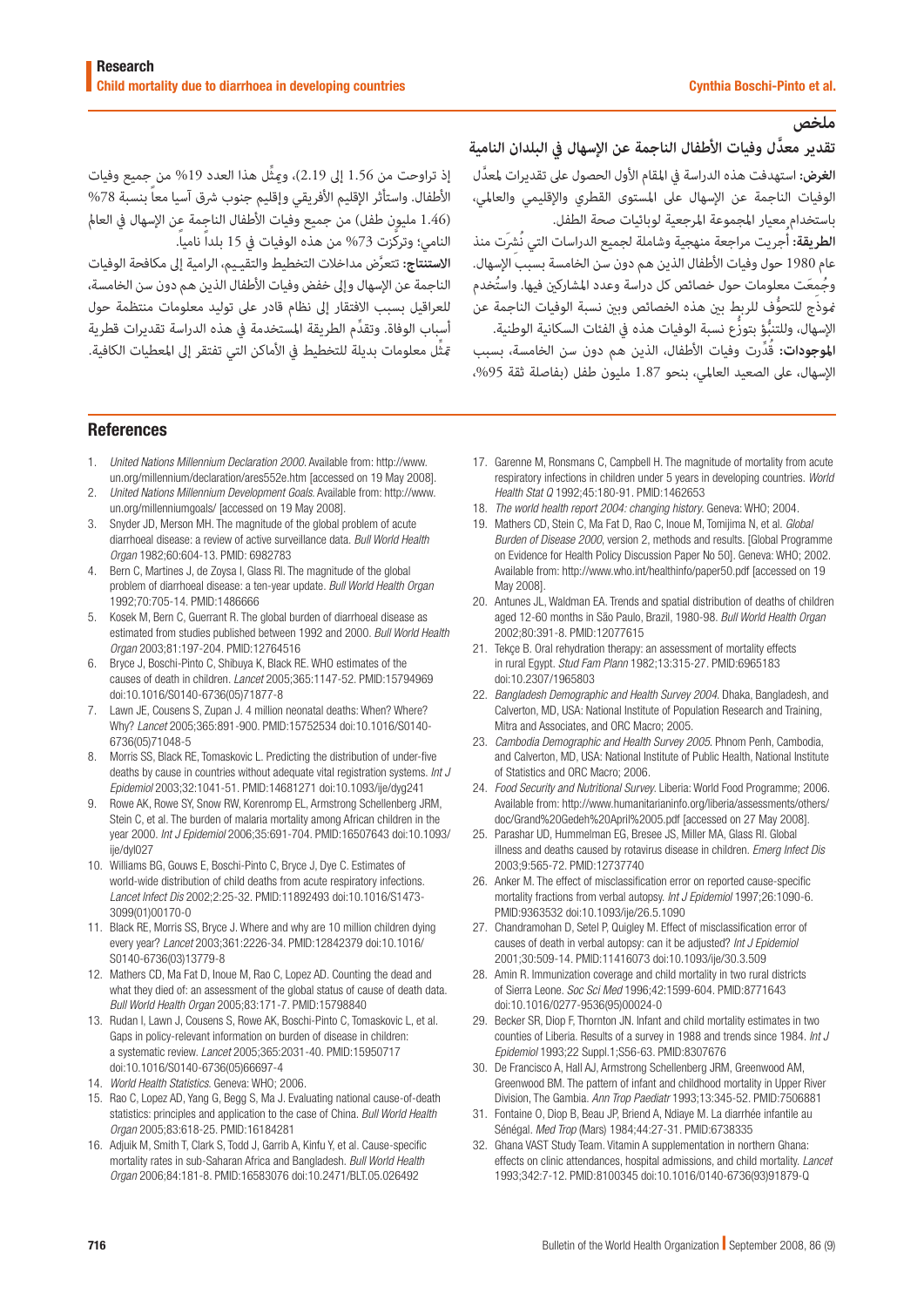## ملخص

### تقدير معدَّل وفيات الأطفال الناجمة عن الإسهال في البلدان النامية

**الغرض:** استهدفت هذه الدراسة في المقام الأول الحصول على تقديرات لمعدَّل الوفيات الناجمة عن الإسهال على المستوى القطري والإقليمي والعالمي، باستخدام معيار المجموعة المرجعية لوبائيات صحة الطفل.

**الطريقة:** أُجريت مراجعة منهجية وشاملة لجميع الدراسات التي نُشرَت منذ عام 1980 حول وفيات الأطفال الذين هم دون سن الخامسة بسبب الإسهال. وجُمعَت معلومات حول خصائص كل دراسة وعدد المشاركين فيها. واستُخدم نموذج للتحوُّف للربط بين هذه الخصائص وبين نسبة الوفيات الناجمة عن الإسهال، وللتنبُّؤ بتوزُّع نسبة الوفيات هذه في الفئات السكانية الوطنية.

**الموجودات:** قُدِّرت وفيات الأطفال، الذين هم دون سن الخامسة، بسبب الإسهال، على الصعيد العالمي، بنحو 1.87 مليون طفل (بفاصلة ثقة 95%، إذ تراوحت من 1.56 إلى 2.19)، ويمثِّل هذا العدد 19% من جميع وفيات الأطفال. واستأثر الإقليم الأفريقي وإقليم جنوب شرق آسيا معاً بنسبة 78% (1.46 مليون طفل) من جميع وفيات الأطفال الناجمة عن الإسهال في العالم النامي؛ وتركَّزت 73% من هذه الوفيات في 15 بلداً نامياً.

**الاستنتاج:** تتعرَّض مداخلات التخطيط والتقييم، الرامية إلى مكافحة الوفيات الناجمة عن الإسهال وإلى خفض وفيات الأطفال الذين هم دون سن الخامسة، للعراقيل بسبب الافتقار إلى نظام قادر على توليد معلومات منتظمة حول أسباب الوفاة. وتقدِّم الطريقة المستخدمة في هذه الدراسة تقديرات قطرية تمثِّل معلومات بديلة للتخطيط في الأماكن التي تفتقر إلى المعطيات الكافية.

## References

1. *United Nations Millennium Declaration 2000*. Available from: http://www.un.org/millennium/declaration/ares552e.htm [accessed on 19 May 2008].
2. *United Nations Millennium Development Goals*. Available from: http://www.un.org/millenniumgoals/ [accessed on 19 May 2008].
3. Snyder JD, Merson MH. The magnitude of the global problem of acute diarrhoeal disease: a review of active surveillance data. *Bull World Health Organ* 1982;60:604-13. PMID:6982783
4. Bern C, Martines J, de Zoysa I, Glass RI. The magnitude of the global problem of diarrhoeal disease: a ten-year update. *Bull World Health Organ* 1992;70:705-14. PMID:1486666
5. Kosek M, Bern C, Guerrant R. The global burden of diarrhoeal disease as estimated from studies published between 1992 and 2000. *Bull World Health Organ* 2003;81:197-204. PMID:12764516
6. Bryce J, Boschi-Pinto C, Shibuya K, Black RE. WHO estimates of the causes of death in children. *Lancet* 2005;365:1147-52. PMID:15794969 doi:10.1016/S0140-6736(05)71877-8
7. Lawn JE, Cousens S, Zupan J. 4 million neonatal deaths: When? Where? Why? *Lancet* 2005;365:891-900. PMID:15752534 doi:10.1016/S0140-6736(05)71048-5
8. Morris SS, Black RE, Tomaskovic L. Predicting the distribution of under-five deaths by cause in countries without adequate vital registration systems. *Int J Epidemiol* 2003;32:1041-51. PMID:14681271 doi:10.1093/ije/dyg241
9. Rowe AK, Rowe SY, Snow RW, Korenromp EL, Armstrong Schellenberg JRM, Stein C, et al. The burden of malaria mortality among African children in the year 2000. *Int J Epidemiol* 2006;35:691-704. PMID:16507643 doi:10.1093/ije/dyl027
10. Williams BG, Gouws E, Boschi-Pinto C, Bryce J, Dye C. Estimates of world-wide distribution of child deaths from acute respiratory infections. *Lancet Infect Dis* 2002;2:25-32. PMID:11892493 doi:10.1016/S1473-3099(01)00170-0
11. Black RE, Morris SS, Bryce J. Where and why are 10 million children dying every year? *Lancet* 2003;361:2226-34. PMID:12842379 doi:10.1016/S0140-6736(03)13779-8
12. Mathers CD, Ma Fat D, Inoue M, Rao C, Lopez AD. Counting the dead and what they died of: an assessment of the global status of cause of death data. *Bull World Health Organ* 2005;83:171-7. PMID:15798840
13. Rudan I, Lawn J, Cousens S, Rowe AK, Boschi-Pinto C, Tomaskovic L, et al. Gaps in policy-relevant information on burden of disease in children: a systematic review. *Lancet* 2005;365:2031-40. PMID:15950717 doi:10.1016/S0140-6736(05)66697-4
14. *World Health Statistics*. Geneva: WHO; 2006.
15. Rao C, Lopez AD, Yang G, Begg S, Ma J. Evaluating national cause-of-death statistics: principles and application to the case of China. *Bull World Health Organ* 2005;83:618-25. PMID:16184281
16. Adjuik M, Smith T, Clark S, Todd J, Garrib A, Kinfu Y, et al. Cause-specific mortality rates in sub-Saharan Africa and Bangladesh. *Bull World Health Organ* 2006;84:181-8. PMID:16583076 doi:10.2471/BLT.05.026492
17. Garenne M, Ronsmans C, Campbell H. The magnitude of mortality from acute respiratory infections in children under 5 years in developing countries. *World Health Stat Q* 1992;45:180-91. PMID:1462653
18. *The world health report 2004: changing history*. Geneva: WHO; 2004.
19. Mathers CD, Stein C, Ma Fat D, Rao C, Inoue M, Tomijima N, et al. *Global Burden of Disease 2000*, version 2, methods and results. [Global Programme on Evidence for Health Policy Discussion Paper No 50]. Geneva: WHO; 2002. Available from: http://www.who.int/healthinfo/paper50.pdf [accessed on 19 May 2008].
20. Antunes JL, Waldman EA. Trends and spatial distribution of deaths of children aged 12-60 months in São Paulo, Brazil, 1980-98. *Bull World Health Organ* 2002;80:391-8. PMID:12077615
21. Tekçe B. Oral rehydration therapy: an assessment of mortality effects in rural Egypt. *Stud Fam Plann* 1982;13:315-27. PMID:6965183 doi:10.2307/1965803
22. *Bangladesh Demographic and Health Survey 2004*. Dhaka, Bangladesh, and Calverton, MD, USA: National Institute of Population Research and Training, Mitra and Associates, and ORC Macro; 2005.
23. *Cambodia Demographic and Health Survey 2005*. Phnom Penh, Cambodia, and Calverton, MD, USA: National Institute of Public Health, National Institute of Statistics and ORC Macro; 2006.
24. *Food Security and Nutritional Survey*. Liberia: World Food Programme; 2006. Available from: http://www.humanitarianinfo.org/liberia/assessments/others/doc/Grand%20Gedeh%20April%2005.pdf [accessed on 27 May 2008].
25. Parashar UD, Hummelman EG, Bresee JS, Miller MA, Glass RI. Global illness and deaths caused by rotavirus disease in children. *Emerg Infect Dis* 2003;9:565-72. PMID:12737740
26. Anker M. The effect of misclassification error on reported cause-specific mortality fractions from verbal autopsy. *Int J Epidemiol* 1997;26:1090-6. PMID:9363532 doi:10.1093/ije/26.5.1090
27. Chandramohan D, Setel P, Quigley M. Effect of misclassification error of causes of death in verbal autopsy: can it be adjusted? *Int J Epidemiol* 2001;30:509-14. PMID:11416073 doi:10.1093/ije/30.3.509
28. Amin R. Immunization coverage and child mortality in two rural districts of Sierra Leone. *Soc Sci Med* 1996;42:1599-604. PMID:8771643 doi:10.1016/0277-9536(95)00024-0
29. Becker SR, Diop F, Thornton JN. Infant and child mortality estimates in two counties of Liberia. Results of a survey in 1988 and trends since 1984. *Int J Epidemiol* 1993;22 Suppl.1;S56-63. PMID:8307676
30. De Francisco A, Hall AJ, Armstrong Schellenberg JRM, Greenwood AM, Greenwood BM. The pattern of infant and childhood mortality in Upper River Division, The Gambia. *Ann Trop Paediatr* 1993;13:345-52. PMID:7506881
31. Fontaine O, Diop B, Beau JP, Briend A, Ndiaye M. La diarrhée infantile au Sénégal. *Med Trop* (Mars) 1984;44:27-31. PMID:6738335
32. Ghana VAST Study Team. Vitamin A supplementation in northern Ghana: effects on clinic attendances, hospital admissions, and child mortality. *Lancet* 1993;342:7-12. PMID:8100345 doi:10.1016/0140-6736(93)91879-Q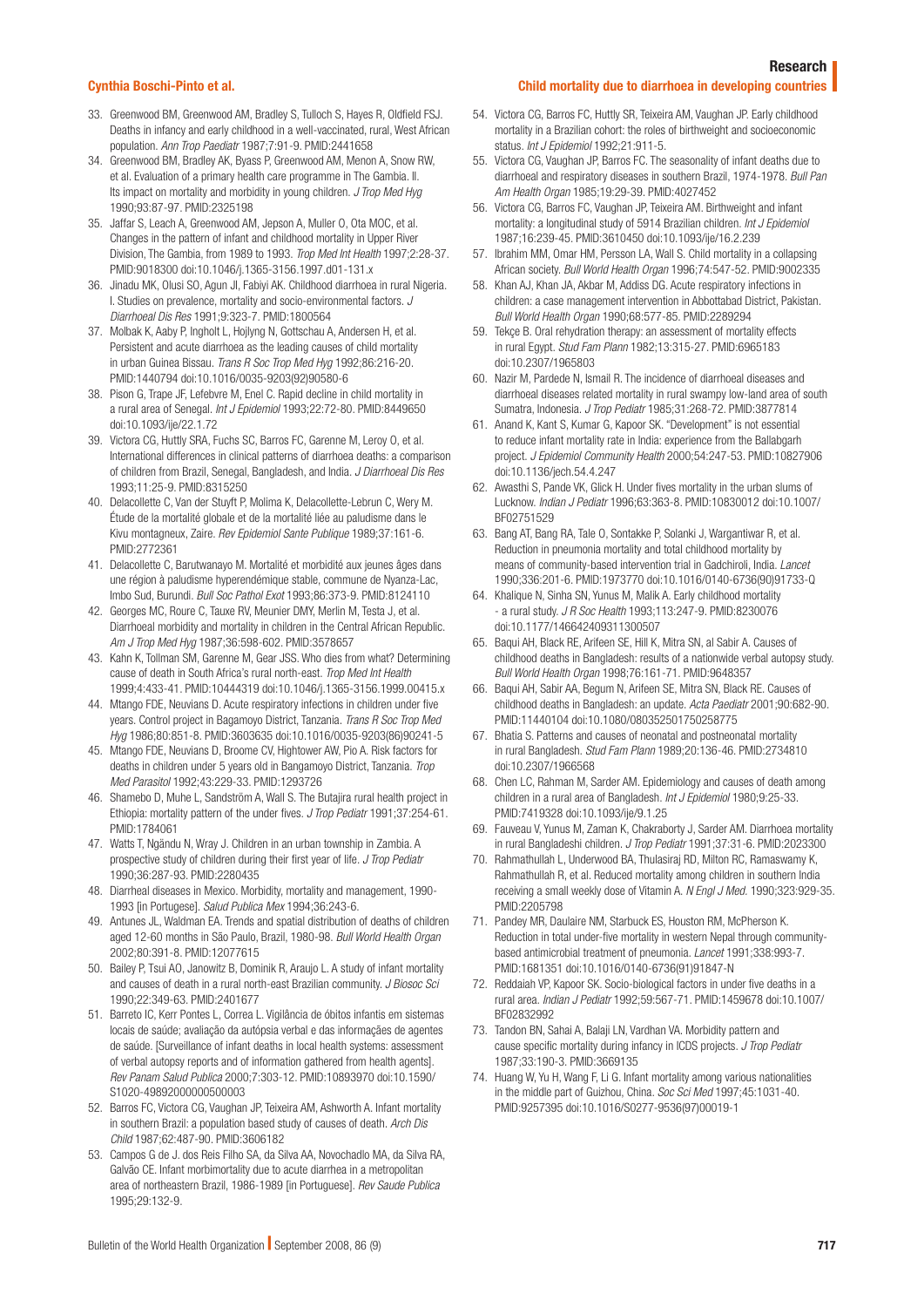33. Greenwood BM, Greenwood AM, Bradley S, Tulloch S, Hayes R, Oldfield FSJ. Deaths in infancy and early childhood in a well-vaccinated, rural, West African population. *Ann Trop Paediatr* 1987;7:91-9. PMID:2441658
34. Greenwood BM, Bradley AK, Byass P, Greenwood AM, Menon A, Snow RW, et al. Evaluation of a primary health care programme in The Gambia. II. Its impact on mortality and morbidity in young children. *J Trop Med Hyg* 1990;93:87-97. PMID:2325198
35. Jaffar S, Leach A, Greenwood AM, Jepson A, Muller O, Ota MOC, et al. Changes in the pattern of infant and childhood mortality in Upper River Division, The Gambia, from 1989 to 1993. *Trop Med Int Health* 1997;2:28-37. PMID:9018300 doi:10.1046/j.1365-3156.1997.d01-131.x
36. Jinadu MK, Olusi SO, Agun JI, Fabiyi AK. Childhood diarrhoea in rural Nigeria. I. Studies on prevalence, mortality and socio-environmental factors. *J Diarrhoeal Dis Res* 1991;9:323-7. PMID:1800564
37. Molbak K, Aaby P, Ingholt L, Hojlyng N, Gottschau A, Andersen H, et al. Persistent and acute diarrhoea as the leading causes of child mortality in urban Guinea Bissau. *Trans R Soc Trop Med Hyg* 1992;86:216-20. PMID:1440794 doi:10.1016/0035-9203(92)90580-6
38. Pison G, Trape JF, Lefebvre M, Enel C. Rapid decline in child mortality in a rural area of Senegal. *Int J Epidemiol* 1993;22:72-80. PMID:8449650 doi:10.1093/ije/22.1.72
39. Victora CG, Huttly SRA, Fuchs SC, Barros FC, Garenne M, Leroy O, et al. International differences in clinical patterns of diarrhoea deaths: a comparison of children from Brazil, Senegal, Bangladesh, and India. *J Diarrhoeal Dis Res* 1993;11:25-9. PMID:8315250
40. Delacollette C, Van der Stuyft P, Molima K, Delacollette-Lebrun C, Wery M. Étude de la mortalité globale et de la mortalité liée au paludisme dans le Kivu montagneux, Zaire. *Rev Epidemiol Sante Publique* 1989;37:161-6. PMID:2772361
41. Delacollette C, Barutwanayo M. Mortalité et morbidité aux jeunes âges dans une région à paludisme hyperendémique stable, commune de Nyanza-Lac, Imbo Sud, Burundi. *Bull Soc Pathol Exot* 1993;86:373-9. PMID:8124110
42. Georges MC, Roure C, Tauxe RV, Meunier DMY, Merlin M, Testa J, et al. Diarrhoeal morbidity and mortality in children in the Central African Republic. *Am J Trop Med Hyg* 1987;36:598-602. PMID:3578657
43. Kahn K, Tollman SM, Garenne M, Gear JSS. Who dies from what? Determining cause of death in South Africa's rural north-east. *Trop Med Int Health* 1999;4:433-41. PMID:10444319 doi:10.1046/j.1365-3156.1999.00415.x
44. Mtango FDE, Neuvians D. Acute respiratory infections in children under five years. Control project in Bagamoyo District, Tanzania. *Trans R Soc Trop Med Hyg* 1986;80:851-8. PMID:3603635 doi:10.1016/0035-9203(86)90241-5
45. Mtango FDE, Neuvians D, Broome CV, Hightower AW, Pio A. Risk factors for deaths in children under 5 years old in Bangamoyo District, Tanzania. *Trop Med Parasitol* 1992;43:229-33. PMID:1293726
46. Shamebo D, Muhe L, Sandström A, Wall S. The Butajira rural health project in Ethiopia: mortality pattern of the under fives. *J Trop Pediatr* 1991;37:254-61. PMID:1784061
47. Watts T, Ngändu N, Wray J. Children in an urban township in Zambia. A prospective study of children during their first year of life. *J Trop Pediatr* 1990;36:287-93. PMID:2280435
48. Diarrheal diseases in Mexico. Morbidity, mortality and management, 1990-1993 [in Portugese]. *Salud Publica Mex* 1994;36:243-6.
49. Antunes JL, Waldman EA. Trends and spatial distribution of deaths of children aged 12-60 months in São Paulo, Brazil, 1980-98. *Bull World Health Organ* 2002;80:391-8. PMID:12077615
50. Bailey P, Tsui AO, Janowitz B, Dominik R, Araujo L. A study of infant mortality and causes of death in a rural north-east Brazilian community. *J Biosoc Sci* 1990;22:349-63. PMID:2401677
51. Barreto IC, Kerr Pontes L, Correa L. Vigilância de óbitos infantis em sistemas locais de saúde; avaliação da autópsia verbal e das informações de agentes de saúde. [Surveillance of infant deaths in local health systems: assessment of verbal autopsy reports and of information gathered from health agents]. *Rev Panam Salud Publica* 2000;7:303-12. PMID:10893970 doi:10.1590/S1020-49892000000500003
52. Barros FC, Victora CG, Vaughan JP, Teixeira AM, Ashworth A. Infant mortality in southern Brazil: a population based study of causes of death. *Arch Dis Child* 1987;62:487-90. PMID:3606182
53. Campos G de J. dos Reis Filho SA, da Silva AA, Novochadlo MA, da Silva RA, Galvão CE. Infant morbimortality due to acute diarrhea in a metropolitan area of northeastern Brazil, 1986-1989 [in Portuguese]. *Rev Saude Publica* 1995;29:132-9.
54. Victora CG, Barros FC, Huttly SR, Teixeira AM, Vaughan JP. Early childhood mortality in a Brazilian cohort: the roles of birthweight and socioeconomic status. *Int J Epidemiol* 1992;21:911-5.
55. Victora CG, Vaughan JP, Barros FC. The seasonality of infant deaths due to diarrhoeal and respiratory diseases in southern Brazil, 1974-1978. *Bull Pan Am Health Organ* 1985;19:29-39. PMID:4027452
56. Victora CG, Barros FC, Vaughan JP, Teixeira AM. Birthweight and infant mortality: a longitudinal study of 5914 Brazilian children. *Int J Epidemiol* 1987;16:239-45. PMID:3610450 doi:10.1093/ije/16.2.239
57. Ibrahim MM, Omar HM, Persson LA, Wall S. Child mortality in a collapsing African society. *Bull World Health Organ* 1996;74:547-52. PMID:9002335
58. Khan AJ, Khan JA, Akbar M, Addiss DG. Acute respiratory infections in children: a case management intervention in Abbottabad District, Pakistan. *Bull World Health Organ* 1990;68:577-85. PMID:2289294
59. Tekçe B. Oral rehydration therapy: an assessment of mortality effects in rural Egypt. *Stud Fam Plann* 1982;13:315-27. PMID:6965183 doi:10.2307/1965803
60. Nazir M, Pardede N, Ismail R. The incidence of diarrhoeal diseases and diarrhoeal diseases related mortality in rural swampy low-land area of south Sumatra, Indonesia. *J Trop Pediatr* 1985;31:268-72. PMID:3877814
61. Anand K, Kant S, Kumar G, Kapoor SK. "Development" is not essential to reduce infant mortality rate in India: experience from the Ballabgarh project. *J Epidemiol Community Health* 2000;54:247-53. PMID:10827906 doi:10.1136/jech.54.4.247
62. Awasthi S, Pande VK, Glick H. Under fives mortality in the urban slums of Lucknow. *Indian J Pediatr* 1996;63:363-8. PMID:10830012 doi:10.1007/BF02751529
63. Bang AT, Bang RA, Tale O, Sontakke P, Solanki J, Wargantiwar R, et al. Reduction in pneumonia mortality and total childhood mortality by means of community-based intervention trial in Gadchiroli, India. *Lancet* 1990;336:201-6. PMID:1973770 doi:10.1016/0140-6736(90)91733-Q
64. Khalique N, Sinha SN, Yunus M, Malik A. Early childhood mortality - a rural study. *J R Soc Health* 1993;113:247-9. PMID:8230076 doi:10.1177/146642409311300507
65. Baqui AH, Black RE, Arifeen SE, Hill K, Mitra SN, al Sabir A. Causes of childhood deaths in Bangladesh: results of a nationwide verbal autopsy study. *Bull World Health Organ* 1998;76:161-71. PMID:9648357
66. Baqui AH, Sabir AA, Begum N, Arifeen SE, Mitra SN, Black RE. Causes of childhood deaths in Bangladesh: an update. *Acta Paediatr* 2001;90:682-90. PMID:11440104 doi:10.1080/080352501750258775
67. Bhatia S. Patterns and causes of neonatal and postneonatal mortality in rural Bangladesh. *Stud Fam Plann* 1989;20:136-46. PMID:2734810 doi:10.2307/1966568
68. Chen LC, Rahman M, Sarder AM. Epidemiology and causes of death among children in a rural area of Bangladesh. *Int J Epidemiol* 1980;9:25-33. PMID:7419328 doi:10.1093/ije/9.1.25
69. Fauveau V, Yunus M, Zaman K, Chakraborty J, Sarder AM. Diarrhoea mortality in rural Bangladeshi children. *J Trop Pediatr* 1991;37:31-6. PMID:2023300
70. Rahmathullah L, Underwood BA, Thulasiraj RD, Milton RC, Ramaswamy K, Rahmathullah R, et al. Reduced mortality among children in southern India receiving a small weekly dose of Vitamin A. *N Engl J Med.* 1990;323:929-35. PMID:2205798
71. Pandey MR, Daulaire NM, Starbuck ES, Houston RM, McPherson K. Reduction in total under-five mortality in western Nepal through community-based antimicrobial treatment of pneumonia. *Lancet* 1991;338:993-7. PMID:1681351 doi:10.1016/0140-6736(91)91847-N
72. Reddaiah VP, Kapoor SK. Socio-biological factors in under five deaths in a rural area. *Indian J Pediatr* 1992;59:567-71. PMID:1459678 doi:10.1007/BF02832992
73. Tandon BN, Sahai A, Balaji LN, Vardhan VA. Morbidity pattern and cause specific mortality during infancy in ICDS projects. *J Trop Pediatr* 1987;33:190-3. PMID:3669135
74. Huang W, Yu H, Wang F, Li G. Infant mortality among various nationalities in the middle part of Guizhou, China. *Soc Sci Med* 1997;45:1031-40. PMID:9257395 doi:10.1016/S0277-9536(97)00019-1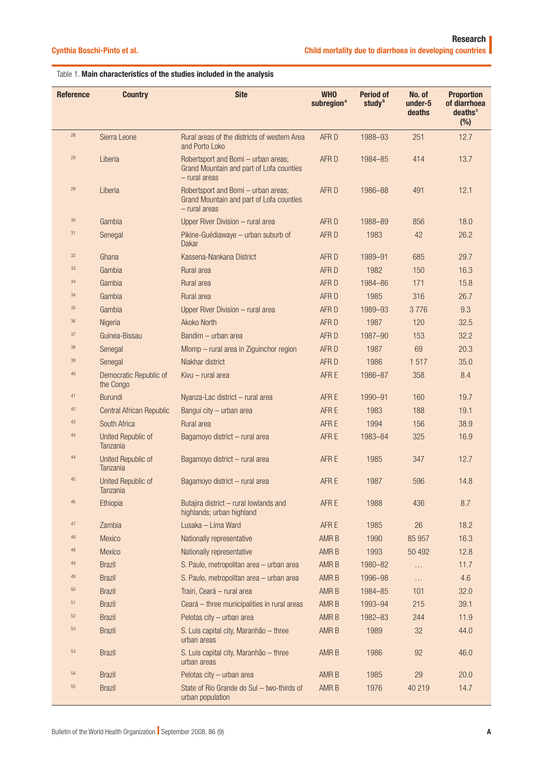Table 1. **Main characteristics of the studies included in the analysis**

| Reference | Country | Site | WHO subregion[a] | Period of study[b] | No. of under-5 deaths | Proportion of diarrhoea deaths[c] (%) |
|---|---|---|---|---|---|---|
| 28 | Sierra Leone | Rural areas of the districts of western Area and Porto Loko | AFR D | 1988–93 | 251 | 12.7 |
| 29 | Liberia | Robertsport and Bomi – urban areas; Grand Mountain and part of Lofa counties – rural areas | AFR D | 1984–85 | 414 | 13.7 |
| 29 | Liberia | Robertsport and Bomi – urban areas; Grand Mountain and part of Lofa counties – rural areas | AFR D | 1986–88 | 491 | 12.1 |
| 30 | Gambia | Upper River Division – rural area | AFR D | 1988–89 | 856 | 18.0 |
| 31 | Senegal | Pikine-Guédiawaye – urban suburb of Dakar | AFR D | 1983 | 42 | 26.2 |
| 32 | Ghana | Kassena-Nankana District | AFR D | 1989–91 | 685 | 29.7 |
| 33 | Gambia | Rural area | AFR D | 1982 | 150 | 16.3 |
| 34 | Gambia | Rural area | AFR D | 1984–86 | 171 | 15.8 |
| 34 | Gambia | Rural area | AFR D | 1985 | 316 | 26.7 |
| 35 | Gambia | Upper River Division – rural area | AFR D | 1989–93 | 3 776 | 9.3 |
| 36 | Nigeria | Akoko North | AFR D | 1987 | 120 | 32.5 |
| 37 | Guinea-Bissau | Bandim – urban area | AFR D | 1987–90 | 153 | 32.2 |
| 38 | Senegal | Mlomp – rural area in Ziguinchor region | AFR D | 1987 | 69 | 20.3 |
| 39 | Senegal | Niakhar district | AFR D | 1986 | 1 517 | 35.0 |
| 40 | Democratic Republic of the Congo | Kivu – rural area | AFR E | 1986–87 | 358 | 8.4 |
| 41 | Burundi | Nyanza-Lac district – rural area | AFR E | 1990–91 | 160 | 19.7 |
| 42 | Central African Republic | Bangui city – urban area | AFR E | 1983 | 188 | 19.1 |
| 43 | South Africa | Rural area | AFR E | 1994 | 156 | 38.9 |
| 44 | United Republic of Tanzania | Bagamoyo district – rural area | AFR E | 1983–84 | 325 | 16.9 |
| 44 | United Republic of Tanzania | Bagamoyo district – rural area | AFR E | 1985 | 347 | 12.7 |
| 45 | United Republic of Tanzania | Bagamoyo district – rural area | AFR E | 1987 | 596 | 14.8 |
| 46 | Ethiopia | Butajira district – rural lowlands and highlands; urban highland | AFR E | 1988 | 436 | 8.7 |
| 47 | Zambia | Lusaka – Lima Ward | AFR E | 1985 | 26 | 18.2 |
| 48 | Mexico | Nationally representative | AMR B | 1990 | 85 957 | 16.3 |
| 48 | Mexico | Nationally representative | AMR B | 1993 | 50 492 | 12.8 |
| 49 | Brazil | S. Paulo, metropolitan area – urban area | AMR B | 1980–82 | ... | 11.7 |
| 49 | Brazil | S. Paulo, metropolitan area – urban area | AMR B | 1996–98 | ... | 4.6 |
| 50 | Brazil | Trairi, Ceará – rural area | AMR B | 1984–85 | 101 | 32.0 |
| 51 | Brazil | Ceará – three municipalities in rural areas | AMR B | 1993–94 | 215 | 39.1 |
| 52 | Brazil | Pelotas city – urban area | AMR B | 1982–83 | 244 | 11.9 |
| 53 | Brazil | S. Luis capital city, Maranhão – three urban areas | AMR B | 1989 | 32 | 44.0 |
| 53 | Brazil | S. Luis capital city, Maranhão – three urban areas | AMR B | 1986 | 92 | 46.0 |
| 54 | Brazil | Pelotas city – urban area | AMR B | 1985 | 29 | 20.0 |
| 55 | Brazil | State of Rio Grande do Sul – two-thirds of urban population | AMR B | 1976 | 40 219 | 14.7 |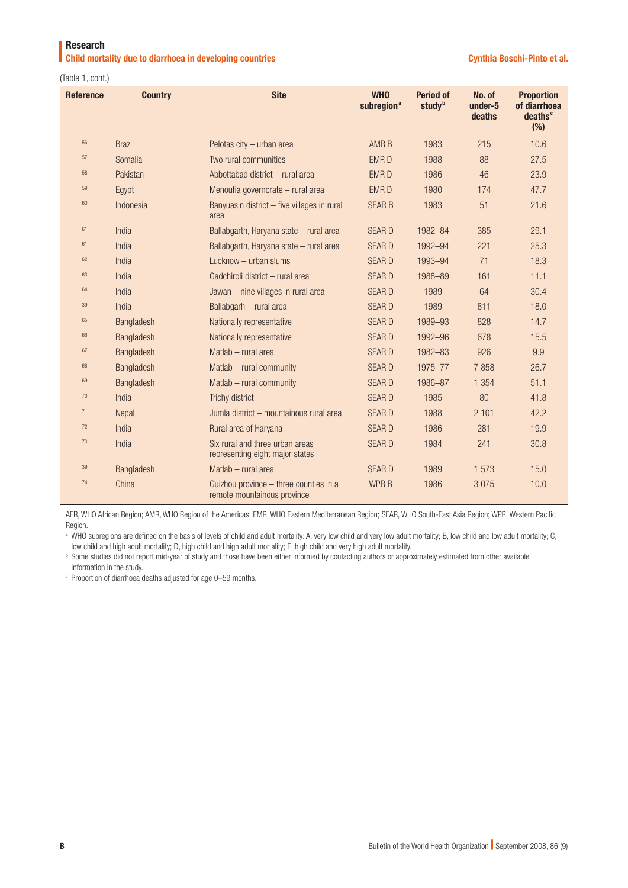(Table 1, cont.)

| Reference | Country | Site | WHO subregion[a] | Period of study[b] | No. of under-5 deaths | Proportion of diarrhoea deaths[c] (%) |
|---|---|---|---|---|---|---|
| 56 | Brazil | Pelotas city – urban area | AMR B | 1983 | 215 | 10.6 |
| 57 | Somalia | Two rural communities | EMR D | 1988 | 88 | 27.5 |
| 58 | Pakistan | Abbottabad district – rural area | EMR D | 1986 | 46 | 23.9 |
| 59 | Egypt | Menoufia governorate – rural area | EMR D | 1980 | 174 | 47.7 |
| 60 | Indonesia | Banyuasin district – five villages in rural area | SEAR B | 1983 | 51 | 21.6 |
| 61 | India | Ballabgarth, Haryana state – rural area | SEAR D | 1982–84 | 385 | 29.1 |
| 61 | India | Ballabgarth, Haryana state – rural area | SEAR D | 1992–94 | 221 | 25.3 |
| 62 | India | Lucknow – urban slums | SEAR D | 1993–94 | 71 | 18.3 |
| 63 | India | Gadchiroli district – rural area | SEAR D | 1988–89 | 161 | 11.1 |
| 64 | India | Jawan – nine villages in rural area | SEAR D | 1989 | 64 | 30.4 |
| 39 | India | Ballabgarh – rural area | SEAR D | 1989 | 811 | 18.0 |
| 65 | Bangladesh | Nationally representative | SEAR D | 1989–93 | 828 | 14.7 |
| 66 | Bangladesh | Nationally representative | SEAR D | 1992–96 | 678 | 15.5 |
| 67 | Bangladesh | Matlab – rural area | SEAR D | 1982–83 | 926 | 9.9 |
| 68 | Bangladesh | Matlab – rural community | SEAR D | 1975–77 | 7 858 | 26.7 |
| 69 | Bangladesh | Matlab – rural community | SEAR D | 1986–87 | 1 354 | 51.1 |
| 70 | India | Trichy district | SEAR D | 1985 | 80 | 41.8 |
| 71 | Nepal | Jumla district – mountainous rural area | SEAR D | 1988 | 2 101 | 42.2 |
| 72 | India | Rural area of Haryana | SEAR D | 1986 | 281 | 19.9 |
| 73 | India | Six rural and three urban areas representing eight major states | SEAR D | 1984 | 241 | 30.8 |
| 39 | Bangladesh | Matlab – rural area | SEAR D | 1989 | 1 573 | 15.0 |
| 74 | China | Guizhou province – three counties in a remote mountainous province | WPR B | 1986 | 3 075 | 10.0 |

AFR, WHO African Region; AMR, WHO Region of the Americas; EMR, WHO Eastern Mediterranean Region; SEAR, WHO South-East Asia Region; WPR, Western Pacific Region.

[a] WHO subregions are defined on the basis of levels of child and adult mortality: A, very low child and very low adult mortality; B, low child and low adult mortality; C, low child and high adult mortality; D, high child and high adult mortality; E, high child and very high adult mortality.

[b] Some studies did not report mid-year of study and those have been either informed by contacting authors or approximately estimated from other available information in the study.

[c] Proportion of diarrhoea deaths adjusted for age 0–59 months.